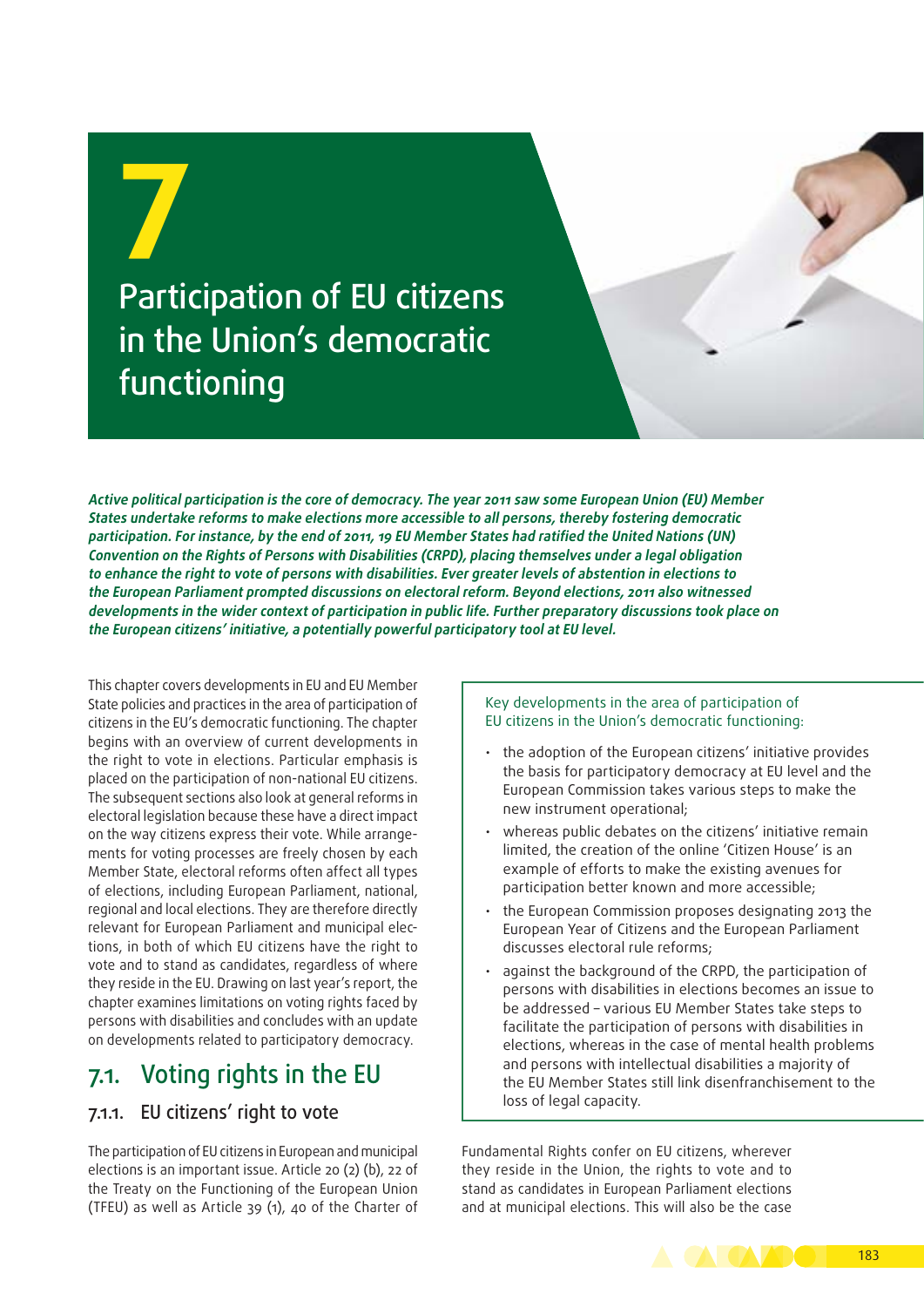# 7 Participation of EU citizens in the Union's democratic functioning

***Active political participation is the core of democracy. The year 2011 saw some European Union (EU) Member States undertake reforms to make elections more accessible to all persons, thereby fostering democratic participation. For instance, by the end of 2011, 19 EU Member States had ratified the United Nations (UN) Convention on the Rights of Persons with Disabilities (CRPD), placing themselves under a legal obligation to enhance the right to vote of persons with disabilities. Ever greater levels of abstention in elections to the European Parliament prompted discussions on electoral reform. Beyond elections, 2011 also witnessed developments in the wider context of participation in public life. Further preparatory discussions took place on the European citizens' initiative, a potentially powerful participatory tool at EU level.***

This chapter covers developments in EU and EU Member State policies and practices in the area of participation of citizens in the EU's democratic functioning. The chapter begins with an overview of current developments in the right to vote in elections. Particular emphasis is placed on the participation of non-national EU citizens. The subsequent sections also look at general reforms in electoral legislation because these have a direct impact on the way citizens express their vote. While arrangements for voting processes are freely chosen by each Member State, electoral reforms often affect all types of elections, including European Parliament, national, regional and local elections. They are therefore directly relevant for European Parliament and municipal elections, in both of which EU citizens have the right to vote and to stand as candidates, regardless of where they reside in the EU. Drawing on last year's report, the chapter examines limitations on voting rights faced by persons with disabilities and concludes with an update on developments related to participatory democracy.

> Key developments in the area of participation of EU citizens in the Union's democratic functioning:
>
> - the adoption of the European citizens' initiative provides the basis for participatory democracy at EU level and the European Commission takes various steps to make the new instrument operational;
> - whereas public debates on the citizens' initiative remain limited, the creation of the online 'Citizen House' is an example of efforts to make the existing avenues for participation better known and more accessible;
> - the European Commission proposes designating 2013 the European Year of Citizens and the European Parliament discusses electoral rule reforms;
> - against the background of the CRPD, the participation of persons with disabilities in elections becomes an issue to be addressed – various EU Member States take steps to facilitate the participation of persons with disabilities in elections, whereas in the case of mental health problems and persons with intellectual disabilities a majority of the EU Member States still link disenfranchisement to the loss of legal capacity.

## 7.1. Voting rights in the EU

### 7.1.1. EU citizens' right to vote

The participation of EU citizens in European and municipal elections is an important issue. Article 20 (2) (b), 22 of the Treaty on the Functioning of the European Union (TFEU) as well as Article 39 (1), 40 of the Charter of Fundamental Rights confer on EU citizens, wherever they reside in the Union, the rights to vote and to stand as candidates in European Parliament elections and at municipal elections. This will also be the case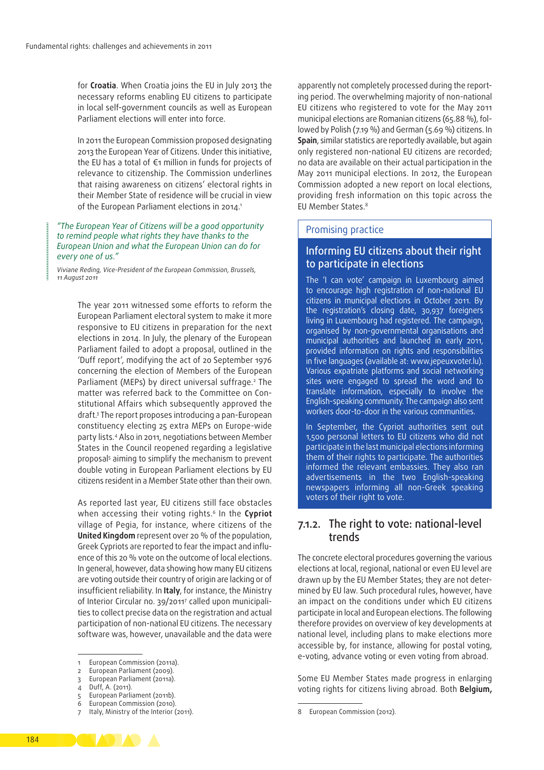for **Croatia**. When Croatia joins the EU in July 2013 the necessary reforms enabling EU citizens to participate in local self-government councils as well as European Parliament elections will enter into force.

In 2011 the European Commission proposed designating 2013 the European Year of Citizens. Under this initiative, the EU has a total of €1 million in funds for projects of relevance to citizenship. The Commission underlines that raising awareness on citizens' electoral rights in their Member State of residence will be crucial in view of the European Parliament elections in 2014.[1]

> *"The European Year of Citizens will be a good opportunity to remind people what rights they have thanks to the European Union and what the European Union can do for every one of us."*
>
> *Viviane Reding, Vice-President of the European Commission, Brussels, 11 August 2011*

The year 2011 witnessed some efforts to reform the European Parliament electoral system to make it more responsive to EU citizens in preparation for the next elections in 2014. In July, the plenary of the European Parliament failed to adopt a proposal, outlined in the 'Duff report', modifying the act of 20 September 1976 concerning the election of Members of the European Parliament (MEPs) by direct universal suffrage.[2] The matter was referred back to the Committee on Constitutional Affairs which subsequently approved the draft.[3] The report proposes introducing a pan-European constituency electing 25 extra MEPs on Europe-wide party lists.[4] Also in 2011, negotiations between Member States in the Council reopened regarding a legislative proposal[5] aiming to simplify the mechanism to prevent double voting in European Parliament elections by EU citizens resident in a Member State other than their own.

As reported last year, EU citizens still face obstacles when accessing their voting rights.[6] In the **Cypriot** village of Pegia, for instance, where citizens of the **United Kingdom** represent over 20 % of the population, Greek Cypriots are reported to fear the impact and influence of this 20 % vote on the outcome of local elections. In general, however, data showing how many EU citizens are voting outside their country of origin are lacking or of insufficient reliability. In **Italy**, for instance, the Ministry of Interior Circular no. 39/2011[7] called upon municipalities to collect precise data on the registration and actual participation of non-national EU citizens. The necessary software was, however, unavailable and the data were apparently not completely processed during the reporting period. The overwhelming majority of non-national EU citizens who registered to vote for the May 2011 municipal elections are Romanian citizens (65.88 %), followed by Polish (7.19 %) and German (5.69 %) citizens. In **Spain**, similar statistics are reportedly available, but again only registered non-national EU citizens are recorded; no data are available on their actual participation in the May 2011 municipal elections. In 2012, the European Commission adopted a new report on local elections, providing fresh information on this topic across the EU Member States.[8]

> **Promising practice**
>
> **Informing EU citizens about their right to participate in elections**
>
> The 'I can vote' campaign in Luxembourg aimed to encourage high registration of non-national EU citizens in municipal elections in October 2011. By the registration's closing date, 30,937 foreigners living in Luxembourg had registered. The campaign, organised by non-governmental organisations and municipal authorities and launched in early 2011, provided information on rights and responsibilities in five languages (available at: www.jepeuxvoter.lu). Various expatriate platforms and social networking sites were engaged to spread the word and to translate information, especially to involve the English-speaking community. The campaign also sent workers door-to-door in the various communities.
>
> In September, the Cypriot authorities sent out 1,500 personal letters to EU citizens who did not participate in the last municipal elections informing them of their rights to participate. The authorities informed the relevant embassies. They also ran advertisements in the two English-speaking newspapers informing all non-Greek speaking voters of their right to vote.

## 7.1.2. The right to vote: national-level trends

The concrete electoral procedures governing the various elections at local, regional, national or even EU level are drawn up by the EU Member States; they are not determined by EU law. Such procedural rules, however, have an impact on the conditions under which EU citizens participate in local and European elections. The following therefore provides on overview of key developments at national level, including plans to make elections more accessible by, for instance, allowing for postal voting, e-voting, advance voting or even voting from abroad.

Some EU Member States made progress in enlarging voting rights for citizens living abroad. Both **Belgium,**

---

1 European Commission (2011a).
2 European Parliament (2009).
3 European Parliament (2011a).
4 Duff, A. (2011).
5 European Parliament (2011b).
6 European Commission (2010).
7 Italy, Ministry of the Interior (2011).
8 European Commission (2012).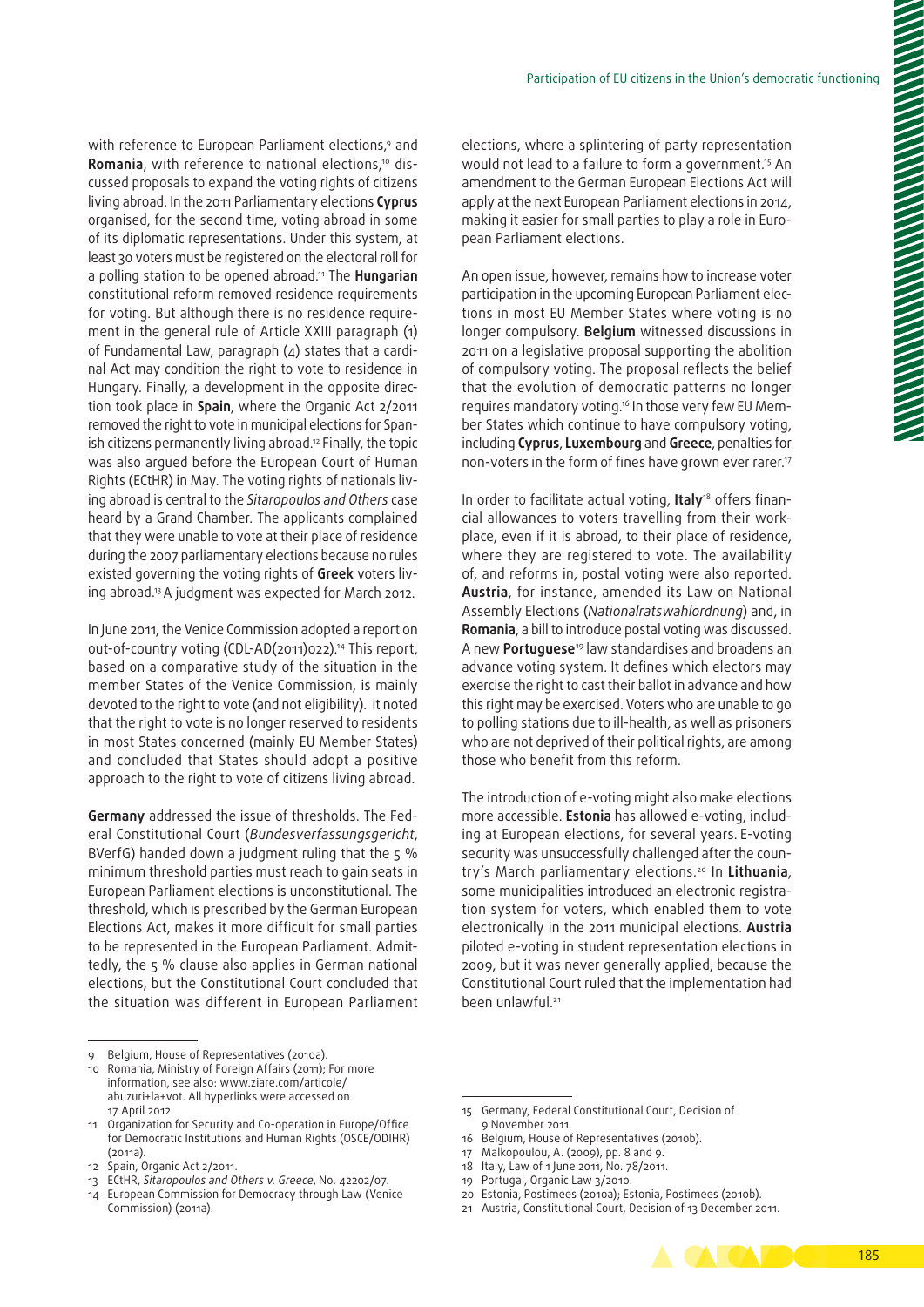with reference to European Parliament elections,[9] and **Romania**, with reference to national elections,[10] discussed proposals to expand the voting rights of citizens living abroad. In the 2011 Parliamentary elections **Cyprus** organised, for the second time, voting abroad in some of its diplomatic representations. Under this system, at least 30 voters must be registered on the electoral roll for a polling station to be opened abroad.[11] The **Hungarian** constitutional reform removed residence requirements for voting. But although there is no residence requirement in the general rule of Article XXIII paragraph (1) of Fundamental Law, paragraph (4) states that a cardinal Act may condition the right to vote to residence in Hungary. Finally, a development in the opposite direction took place in **Spain**, where the Organic Act 2/2011 removed the right to vote in municipal elections for Spanish citizens permanently living abroad.[12] Finally, the topic was also argued before the European Court of Human Rights (ECtHR) in May. The voting rights of nationals living abroad is central to the *Sitaropoulos and Others* case heard by a Grand Chamber. The applicants complained that they were unable to vote at their place of residence during the 2007 parliamentary elections because no rules existed governing the voting rights of **Greek** voters living abroad.[13] A judgment was expected for March 2012.

In June 2011, the Venice Commission adopted a report on out-of-country voting (CDL-AD(2011)022).[14] This report, based on a comparative study of the situation in the member States of the Venice Commission, is mainly devoted to the right to vote (and not eligibility). It noted that the right to vote is no longer reserved to residents in most States concerned (mainly EU Member States) and concluded that States should adopt a positive approach to the right to vote of citizens living abroad.

**Germany** addressed the issue of thresholds. The Federal Constitutional Court (*Bundesverfassungsgericht*, BVerfG) handed down a judgment ruling that the 5 % minimum threshold parties must reach to gain seats in European Parliament elections is unconstitutional. The threshold, which is prescribed by the German European Elections Act, makes it more difficult for small parties to be represented in the European Parliament. Admittedly, the 5 % clause also applies in German national elections, but the Constitutional Court concluded that the situation was different in European Parliament elections, where a splintering of party representation would not lead to a failure to form a government.[15] An amendment to the German European Elections Act will apply at the next European Parliament elections in 2014, making it easier for small parties to play a role in European Parliament elections.

An open issue, however, remains how to increase voter participation in the upcoming European Parliament elections in most EU Member States where voting is no longer compulsory. **Belgium** witnessed discussions in 2011 on a legislative proposal supporting the abolition of compulsory voting. The proposal reflects the belief that the evolution of democratic patterns no longer requires mandatory voting.[16] In those very few EU Member States which continue to have compulsory voting, including **Cyprus**, **Luxembourg** and **Greece**, penalties for non-voters in the form of fines have grown ever rarer.[17]

In order to facilitate actual voting, **Italy**[18] offers financial allowances to voters travelling from their workplace, even if it is abroad, to their place of residence, where they are registered to vote. The availability of, and reforms in, postal voting were also reported. **Austria**, for instance, amended its Law on National Assembly Elections (*Nationalratswahlordnung*) and, in **Romania**, a bill to introduce postal voting was discussed. A new **Portuguese**[19] law standardises and broadens an advance voting system. It defines which electors may exercise the right to cast their ballot in advance and how this right may be exercised. Voters who are unable to go to polling stations due to ill-health, as well as prisoners who are not deprived of their political rights, are among those who benefit from this reform.

The introduction of e-voting might also make elections more accessible. **Estonia** has allowed e-voting, including at European elections, for several years. E-voting security was unsuccessfully challenged after the country's March parliamentary elections.[20] In **Lithuania**, some municipalities introduced an electronic registration system for voters, which enabled them to vote electronically in the 2011 municipal elections. **Austria** piloted e-voting in student representation elections in 2009, but it was never generally applied, because the Constitutional Court ruled that the implementation had been unlawful.[21]

---

9 Belgium, House of Representatives (2010a).
10 Romania, Ministry of Foreign Affairs (2011); For more information, see also: www.ziare.com/articole/abuzuri+la+vot. All hyperlinks were accessed on 17 April 2012.
11 Organization for Security and Co-operation in Europe/Office for Democratic Institutions and Human Rights (OSCE/ODIHR) (2011a).
12 Spain, Organic Act 2/2011.
13 ECtHR, *Sitaropoulos and Others v. Greece*, No. 42202/07.
14 European Commission for Democracy through Law (Venice Commission) (2011a).
15 Germany, Federal Constitutional Court, Decision of 9 November 2011.
16 Belgium, House of Representatives (2010b).
17 Malkopoulou, A. (2009), pp. 8 and 9.
18 Italy, Law of 1 June 2011, No. 78/2011.
19 Portugal, Organic Law 3/2010.
20 Estonia, Postimees (2010a); Estonia, Postimees (2010b).
21 Austria, Constitutional Court, Decision of 13 December 2011.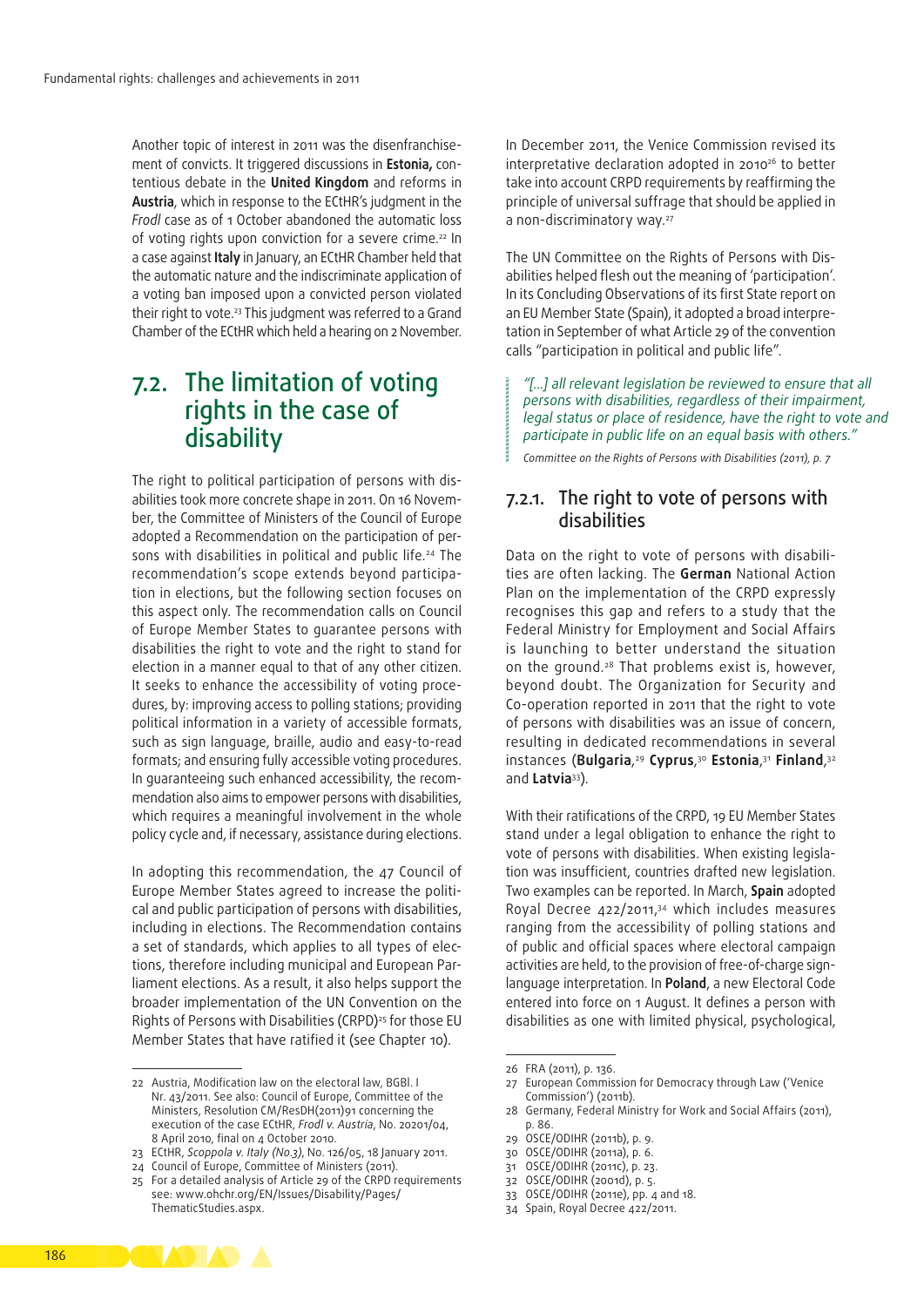Another topic of interest in 2011 was the disenfranchisement of convicts. It triggered discussions in **Estonia,** contentious debate in the **United Kingdom** and reforms in **Austria**, which in response to the ECtHR's judgment in the *Frodl* case as of 1 October abandoned the automatic loss of voting rights upon conviction for a severe crime.[22] In a case against **Italy** in January, an ECtHR Chamber held that the automatic nature and the indiscriminate application of a voting ban imposed upon a convicted person violated their right to vote.[23] This judgment was referred to a Grand Chamber of the ECtHR which held a hearing on 2 November.

## 7.2. The limitation of voting rights in the case of disability

The right to political participation of persons with disabilities took more concrete shape in 2011. On 16 November, the Committee of Ministers of the Council of Europe adopted a Recommendation on the participation of persons with disabilities in political and public life.[24] The recommendation's scope extends beyond participation in elections, but the following section focuses on this aspect only. The recommendation calls on Council of Europe Member States to guarantee persons with disabilities the right to vote and the right to stand for election in a manner equal to that of any other citizen. It seeks to enhance the accessibility of voting procedures, by: improving access to polling stations; providing political information in a variety of accessible formats, such as sign language, braille, audio and easy-to-read formats; and ensuring fully accessible voting procedures. In guaranteeing such enhanced accessibility, the recommendation also aims to empower persons with disabilities, which requires a meaningful involvement in the whole policy cycle and, if necessary, assistance during elections.

In adopting this recommendation, the 47 Council of Europe Member States agreed to increase the political and public participation of persons with disabilities, including in elections. The Recommendation contains a set of standards, which applies to all types of elections, therefore including municipal and European Parliament elections. As a result, it also helps support the broader implementation of the UN Convention on the Rights of Persons with Disabilities (CRPD)[25] for those EU Member States that have ratified it (see Chapter 10).

In December 2011, the Venice Commission revised its interpretative declaration adopted in 2010[26] to better take into account CRPD requirements by reaffirming the principle of universal suffrage that should be applied in a non-discriminatory way.[27]

The UN Committee on the Rights of Persons with Disabilities helped flesh out the meaning of 'participation'. In its Concluding Observations of its first State report on an EU Member State (Spain), it adopted a broad interpretation in September of what Article 29 of the convention calls "participation in political and public life".

> *"[…] all relevant legislation be reviewed to ensure that all persons with disabilities, regardless of their impairment, legal status or place of residence, have the right to vote and participate in public life on an equal basis with others."*
>
> *Committee on the Rights of Persons with Disabilities (2011), p. 7*

### 7.2.1. The right to vote of persons with disabilities

Data on the right to vote of persons with disabilities are often lacking. The **German** National Action Plan on the implementation of the CRPD expressly recognises this gap and refers to a study that the Federal Ministry for Employment and Social Affairs is launching to better understand the situation on the ground.[28] That problems exist is, however, beyond doubt. The Organization for Security and Co-operation reported in 2011 that the right to vote of persons with disabilities was an issue of concern, resulting in dedicated recommendations in several instances (**Bulgaria**,[29] **Cyprus**,[30] **Estonia**,[31] **Finland**,[32] and **Latvia**[33]).

With their ratifications of the CRPD, 19 EU Member States stand under a legal obligation to enhance the right to vote of persons with disabilities. When existing legislation was insufficient, countries drafted new legislation. Two examples can be reported. In March, **Spain** adopted Royal Decree 422/2011,[34] which includes measures ranging from the accessibility of polling stations and of public and official spaces where electoral campaign activities are held, to the provision of free-of-charge sign-language interpretation. In **Poland**, a new Electoral Code entered into force on 1 August. It defines a person with disabilities as one with limited physical, psychological,

---

22 Austria, Modification law on the electoral law, BGBl. I Nr. 43/2011. See also: Council of Europe, Committee of the Ministers, Resolution CM/ResDH(2011)91 concerning the execution of the case ECtHR, *Frodl v. Austria*, No. 20201/04, 8 April 2010, final on 4 October 2010.

23 ECtHR, *Scoppola v. Italy (No.3)*, No. 126/05, 18 January 2011.

24 Council of Europe, Committee of Ministers (2011).

25 For a detailed analysis of Article 29 of the CRPD requirements see: www.ohchr.org/EN/Issues/Disability/Pages/ThematicStudies.aspx.

26 FRA (2011), p. 136.

27 European Commission for Democracy through Law ('Venice Commission') (2011b).

28 Germany, Federal Ministry for Work and Social Affairs (2011), p. 86.

29 OSCE/ODIHR (2011b), p. 9.

30 OSCE/ODIHR (2011a), p. 6.

31 OSCE/ODIHR (2011c), p. 23.

32 OSCE/ODIHR (2001d), p. 5.

33 OSCE/ODIHR (2011e), pp. 4 and 18.

34 Spain, Royal Decree 422/2011.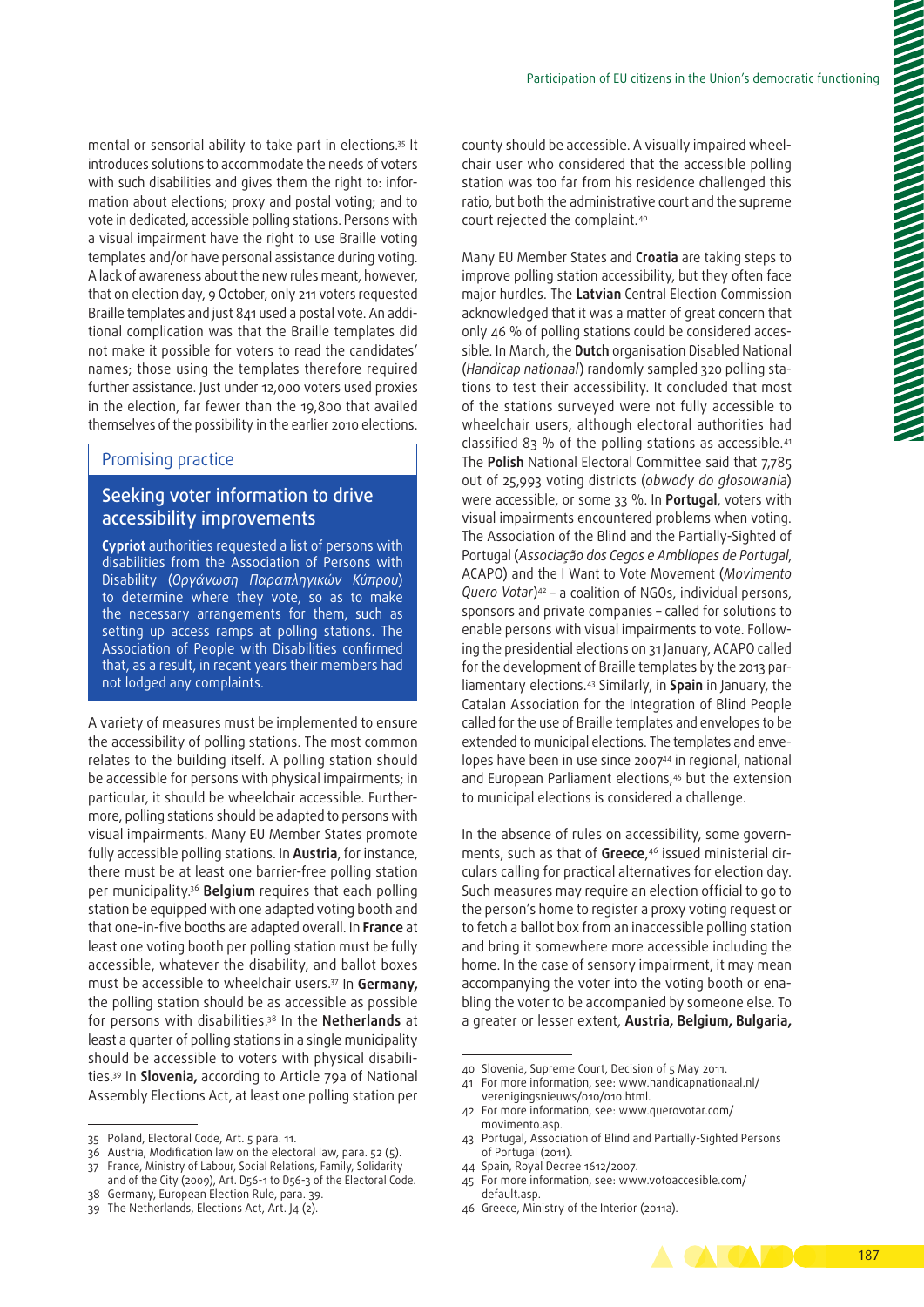mental or sensorial ability to take part in elections.[35] It introduces solutions to accommodate the needs of voters with such disabilities and gives them the right to: information about elections; proxy and postal voting; and to vote in dedicated, accessible polling stations. Persons with a visual impairment have the right to use Braille voting templates and/or have personal assistance during voting. A lack of awareness about the new rules meant, however, that on election day, 9 October, only 211 voters requested Braille templates and just 841 used a postal vote. An additional complication was that the Braille templates did not make it possible for voters to read the candidates' names; those using the templates therefore required further assistance. Just under 12,000 voters used proxies in the election, far fewer than the 19,800 that availed themselves of the possibility in the earlier 2010 elections.

> **Promising practice**
>
> ### Seeking voter information to drive accessibility improvements
>
> **Cypriot** authorities requested a list of persons with disabilities from the Association of Persons with Disability (*Οργάνωση Παραπληγικών Κύπρου*) to determine where they vote, so as to make the necessary arrangements for them, such as setting up access ramps at polling stations. The Association of People with Disabilities confirmed that, as a result, in recent years their members had not lodged any complaints.

A variety of measures must be implemented to ensure the accessibility of polling stations. The most common relates to the building itself. A polling station should be accessible for persons with physical impairments; in particular, it should be wheelchair accessible. Furthermore, polling stations should be adapted to persons with visual impairments. Many EU Member States promote fully accessible polling stations. In **Austria**, for instance, there must be at least one barrier-free polling station per municipality.[36] **Belgium** requires that each polling station be equipped with one adapted voting booth and that one-in-five booths are adapted overall. In **France** at least one voting booth per polling station must be fully accessible, whatever the disability, and ballot boxes must be accessible to wheelchair users.[37] In **Germany,** the polling station should be as accessible as possible for persons with disabilities.[38] In the **Netherlands** at least a quarter of polling stations in a single municipality should be accessible to voters with physical disabilities.[39] In **Slovenia,** according to Article 79a of National Assembly Elections Act, at least one polling station per county should be accessible. A visually impaired wheelchair user who considered that the accessible polling station was too far from his residence challenged this ratio, but both the administrative court and the supreme court rejected the complaint.[40]

Many EU Member States and **Croatia** are taking steps to improve polling station accessibility, but they often face major hurdles. The **Latvian** Central Election Commission acknowledged that it was a matter of great concern that only 46 % of polling stations could be considered accessible. In March, the **Dutch** organisation Disabled National (*Handicap nationaal*) randomly sampled 320 polling stations to test their accessibility. It concluded that most of the stations surveyed were not fully accessible to wheelchair users, although electoral authorities had classified 83 % of the polling stations as accessible.[41] The **Polish** National Electoral Committee said that 7,785 out of 25,993 voting districts (*obwody do głosowania*) were accessible, or some 33 %. In **Portugal**, voters with visual impairments encountered problems when voting. The Association of the Blind and the Partially-Sighted of Portugal (*Associação dos Cegos e Amblíopes de Portugal*, ACAPO) and the I Want to Vote Movement (*Movimento Quero Votar*)[42] – a coalition of NGOs, individual persons, sponsors and private companies – called for solutions to enable persons with visual impairments to vote. Following the presidential elections on 31 January, ACAPO called for the development of Braille templates by the 2013 parliamentary elections.[43] Similarly, in **Spain** in January, the Catalan Association for the Integration of Blind People called for the use of Braille templates and envelopes to be extended to municipal elections. The templates and envelopes have been in use since 2007[44] in regional, national and European Parliament elections,[45] but the extension to municipal elections is considered a challenge.

In the absence of rules on accessibility, some governments, such as that of **Greece**,[46] issued ministerial circulars calling for practical alternatives for election day. Such measures may require an election official to go to the person's home to register a proxy voting request or to fetch a ballot box from an inaccessible polling station and bring it somewhere more accessible including the home. In the case of sensory impairment, it may mean accompanying the voter into the voting booth or enabling the voter to be accompanied by someone else. To a greater or lesser extent, **Austria, Belgium, Bulgaria,**

---

35 Poland, Electoral Code, Art. 5 para. 11.
36 Austria, Modification law on the electoral law, para. 52 (5).
37 France, Ministry of Labour, Social Relations, Family, Solidarity and of the City (2009), Art. D56-1 to D56-3 of the Electoral Code.
38 Germany, European Election Rule, para. 39.
39 The Netherlands, Elections Act, Art. J4 (2).
40 Slovenia, Supreme Court, Decision of 5 May 2011.
41 For more information, see: www.handicapnationaal.nl/verenigingsnieuws/010/010.html.
42 For more information, see: www.querovotar.com/movimento.asp.
43 Portugal, Association of Blind and Partially-Sighted Persons of Portugal (2011).
44 Spain, Royal Decree 1612/2007.
45 For more information, see: www.votoaccesible.com/default.asp.
46 Greece, Ministry of the Interior (2011a).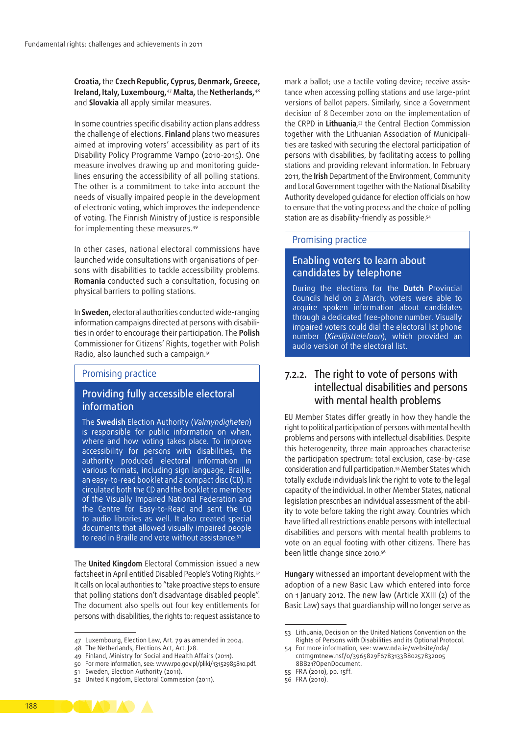**Croatia,** the **Czech Republic, Cyprus, Denmark, Greece, Ireland, Italy, Luxembourg,**[47] **Malta,** the **Netherlands,**[48] and **Slovakia** all apply similar measures.

In some countries specific disability action plans address the challenge of elections. **Finland** plans two measures aimed at improving voters' accessibility as part of its Disability Policy Programme Vampo (2010-2015). One measure involves drawing up and monitoring guidelines ensuring the accessibility of all polling stations. The other is a commitment to take into account the needs of visually impaired people in the development of electronic voting, which improves the independence of voting. The Finnish Ministry of Justice is responsible for implementing these measures.[49]

In other cases, national electoral commissions have launched wide consultations with organisations of persons with disabilities to tackle accessibility problems. **Romania** conducted such a consultation, focusing on physical barriers to polling stations.

In **Sweden,** electoral authorities conducted wide-ranging information campaigns directed at persons with disabilities in order to encourage their participation. The **Polish** Commissioner for Citizens' Rights, together with Polish Radio, also launched such a campaign.[50]

> Promising practice
>
> **Providing fully accessible electoral information**
>
> The **Swedish** Election Authority (*Valmyndigheten*) is responsible for public information on when, where and how voting takes place. To improve accessibility for persons with disabilities, the authority produced electoral information in various formats, including sign language, Braille, an easy-to-read booklet and a compact disc (CD). It circulated both the CD and the booklet to members of the Visually Impaired National Federation and the Centre for Easy-to-Read and sent the CD to audio libraries as well. It also created special documents that allowed visually impaired people to read in Braille and vote without assistance.[51]

The **United Kingdom** Electoral Commission issued a new factsheet in April entitled Disabled People's Voting Rights.[52] It calls on local authorities to "take proactive steps to ensure that polling stations don't disadvantage disabled people". The document also spells out four key entitlements for persons with disabilities, the rights to: request assistance to mark a ballot; use a tactile voting device; receive assistance when accessing polling stations and use large-print versions of ballot papers. Similarly, since a Government decision of 8 December 2010 on the implementation of the CRPD in **Lithuania**,[53] the Central Election Commission together with the Lithuanian Association of Municipalities are tasked with securing the electoral participation of persons with disabilities, by facilitating access to polling stations and providing relevant information. In February 2011, the **Irish** Department of the Environment, Community and Local Government together with the National Disability Authority developed guidance for election officials on how to ensure that the voting process and the choice of polling station are as disability-friendly as possible.[54]

> Promising practice
>
> **Enabling voters to learn about candidates by telephone**
>
> During the elections for the **Dutch** Provincial Councils held on 2 March, voters were able to acquire spoken information about candidates through a dedicated free-phone number. Visually impaired voters could dial the electoral list phone number (*Kieslijsttelefoon*), which provided an audio version of the electoral list.

### 7.2.2. The right to vote of persons with intellectual disabilities and persons with mental health problems

EU Member States differ greatly in how they handle the right to political participation of persons with mental health problems and persons with intellectual disabilities. Despite this heterogeneity, three main approaches characterise the participation spectrum: total exclusion, case-by-case consideration and full participation.[55] Member States which totally exclude individuals link the right to vote to the legal capacity of the individual. In other Member States, national legislation prescribes an individual assessment of the ability to vote before taking the right away. Countries which have lifted all restrictions enable persons with intellectual disabilities and persons with mental health problems to vote on an equal footing with other citizens. There has been little change since 2010.[56]

**Hungary** witnessed an important development with the adoption of a new Basic Law which entered into force on 1 January 2012. The new law (Article XXIII (2) of the Basic Law) says that guardianship will no longer serve as

---

47 Luxembourg, Election Law, Art. 79 as amended in 2004.
48 The Netherlands, Elections Act, Art. J28.
49 Finland, Ministry for Social and Health Affairs (2011).
50 For more information, see: www.rpo.gov.pl/pliki/13152985810.pdf.
51 Sweden, Election Authority (2011).
52 United Kingdom, Electoral Commission (2011).
53 Lithuania, Decision on the United Nations Convention on the Rights of Persons with Disabilities and its Optional Protocol.
54 For more information, see: www.nda.ie/website/nda/cntmgmtnew.nsf/0/3965829F6783133B80257832005 8BB21?OpenDocument.
55 FRA (2010), pp. 15ff.
56 FRA (2010).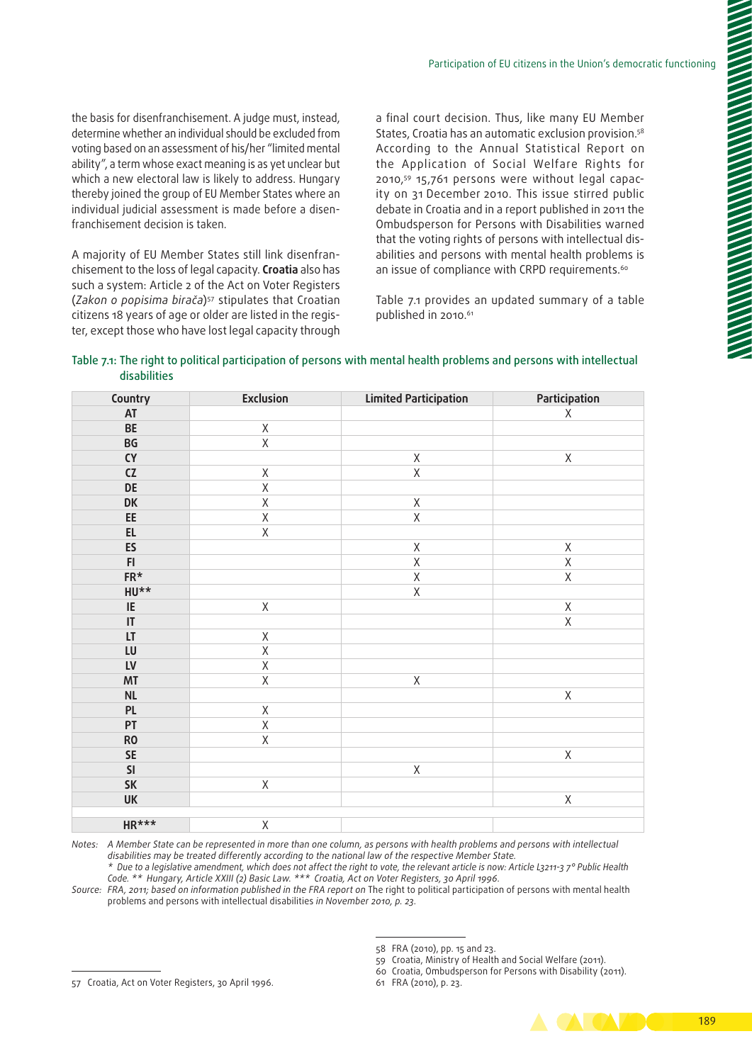the basis for disenfranchisement. A judge must, instead, determine whether an individual should be excluded from voting based on an assessment of his/her "limited mental ability", a term whose exact meaning is as yet unclear but which a new electoral law is likely to address. Hungary thereby joined the group of EU Member States where an individual judicial assessment is made before a disenfranchisement decision is taken.

A majority of EU Member States still link disenfranchisement to the loss of legal capacity. **Croatia** also has such a system: Article 2 of the Act on Voter Registers (*Zakon o popisima birača*)[57] stipulates that Croatian citizens 18 years of age or older are listed in the register, except those who have lost legal capacity through a final court decision. Thus, like many EU Member States, Croatia has an automatic exclusion provision.[58] According to the Annual Statistical Report on the Application of Social Welfare Rights for 2010,[59] 15,761 persons were without legal capacity on 31 December 2010. This issue stirred public debate in Croatia and in a report published in 2011 the Ombudsperson for Persons with Disabilities warned that the voting rights of persons with intellectual disabilities and persons with mental health problems is an issue of compliance with CRPD requirements.[60]

Table 7.1 provides an updated summary of a table published in 2010.[61]

Table 7.1: The right to political participation of persons with mental health problems and persons with intellectual disabilities

| Country | Exclusion | Limited Participation | Participation |
|---|---|---|---|
| AT | | | X |
| BE | X | | |
| BG | X | | |
| CY | | X | X |
| CZ | X | X | |
| DE | X | | |
| DK | X | X | |
| EE | X | X | |
| EL | X | | |
| ES | | X | X |
| FI | | X | X |
| FR* | | X | X |
| HU** | | X | |
| IE | X | | X |
| IT | | | X |
| LT | X | | |
| LU | X | | |
| LV | X | | |
| MT | X | X | |
| NL | | | X |
| PL | X | | |
| PT | X | | |
| RO | X | | |
| SE | | | X |
| SI | | X | |
| SK | X | | |
| UK | | | X |
| | | | |
| HR*** | X | | |

Notes: *A Member State can be represented in more than one column, as persons with health problems and persons with intellectual disabilities may be treated differently according to the national law of the respective Member State.*
*\* Due to a legislative amendment, which does not affect the right to vote, the relevant article is now: Article L3211-3 7° Public Health Code. \*\* Hungary, Article XXIII (2) Basic Law. \*\*\* Croatia, Act on Voter Registers, 30 April 1996.*

Source: *FRA, 2011; based on information published in the FRA report on* The right to political participation of persons with mental health problems and persons with intellectual disabilities *in November 2010, p. 23.*

57 Croatia, Act on Voter Registers, 30 April 1996.

58 FRA (2010), pp. 15 and 23.

59 Croatia, Ministry of Health and Social Welfare (2011).

60 Croatia, Ombudsperson for Persons with Disability (2011).

61 FRA (2010), p. 23.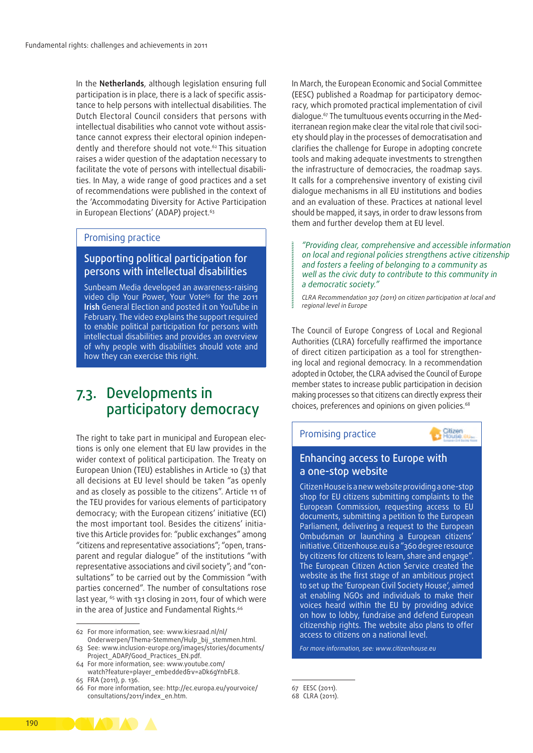In the **Netherlands**, although legislation ensuring full participation is in place, there is a lack of specific assistance to help persons with intellectual disabilities. The Dutch Electoral Council considers that persons with intellectual disabilities who cannot vote without assistance cannot express their electoral opinion independently and therefore should not vote.[62] This situation raises a wider question of the adaptation necessary to facilitate the vote of persons with intellectual disabilities. In May, a wide range of good practices and a set of recommendations were published in the context of the 'Accommodating Diversity for Active Participation in European Elections' (ADAP) project.[63]

> **Promising practice**
>
> **Supporting political participation for persons with intellectual disabilities**
>
> Sunbeam Media developed an awareness-raising video clip Your Power, Your Vote[64] for the 2011 **Irish** General Election and posted it on YouTube in February. The video explains the support required to enable political participation for persons with intellectual disabilities and provides an overview of why people with disabilities should vote and how they can exercise this right.

## 7.3. Developments in participatory democracy

The right to take part in municipal and European elections is only one element that EU law provides in the wider context of political participation. The Treaty on European Union (TEU) establishes in Article 10 (3) that all decisions at EU level should be taken "as openly and as closely as possible to the citizens". Article 11 of the TEU provides for various elements of participatory democracy; with the European citizens' initiative (ECI) the most important tool. Besides the citizens' initiative this Article provides for: "public exchanges" among "citizens and representative associations"; "open, transparent and regular dialogue" of the institutions "with representative associations and civil society"; and "consultations" to be carried out by the Commission "with parties concerned". The number of consultations rose last year, [65] with 131 closing in 2011, four of which were in the area of Justice and Fundamental Rights.[66]

In March, the European Economic and Social Committee (EESC) published a Roadmap for participatory democracy, which promoted practical implementation of civil dialogue.[67] The tumultuous events occurring in the Mediterranean region make clear the vital role that civil society should play in the processes of democratisation and clarifies the challenge for Europe in adopting concrete tools and making adequate investments to strengthen the infrastructure of democracies, the roadmap says. It calls for a comprehensive inventory of existing civil dialogue mechanisms in all EU institutions and bodies and an evaluation of these. Practices at national level should be mapped, it says, in order to draw lessons from them and further develop them at EU level.

> *"Providing clear, comprehensive and accessible information on local and regional policies strengthens active citizenship and fosters a feeling of belonging to a community as well as the civic duty to contribute to this community in a democratic society."*
>
> *CLRA Recommendation 307 (2011) on citizen participation at local and regional level in Europe*

The Council of Europe Congress of Local and Regional Authorities (CLRA) forcefully reaffirmed the importance of direct citizen participation as a tool for strengthening local and regional democracy. In a recommendation adopted in October, the CLRA advised the Council of Europe member states to increase public participation in decision making processes so that citizens can directly express their choices, preferences and opinions on given policies.[68]

> **Promising practice**
>
> **Enhancing access to Europe with a one-stop website**
>
> Citizen House is a new website providing a one-stop shop for EU citizens submitting complaints to the European Commission, requesting access to EU documents, submitting a petition to the European Parliament, delivering a request to the European Ombudsman or launching a European citizens' initiative. Citizenhouse.eu is a "360 degree resource by citizens for citizens to learn, share and engage". The European Citizen Action Service created the website as the first stage of an ambitious project to set up the 'European Civil Society House', aimed at enabling NGOs and individuals to make their voices heard within the EU by providing advice on how to lobby, fundraise and defend European citizenship rights. The website also plans to offer access to citizens on a national level.
>
> *For more information, see: www.citizenhouse.eu*

---

62 For more information, see: www.kiesraad.nl/nl/Onderwerpen/Thema-Stemmen/Hulp_bij_stemmen.html.
63 See: www.inclusion-europe.org/images/stories/documents/Project_ADAP/Good_Practices_EN.pdf.
64 For more information, see: www.youtube.com/watch?feature=player_embedded&v=aDk6gYnbFL8.
65 FRA (2011), p. 136.
66 For more information, see: http://ec.europa.eu/yourvoice/consultations/2011/index_en.htm.
67 EESC (2011).
68 CLRA (2011).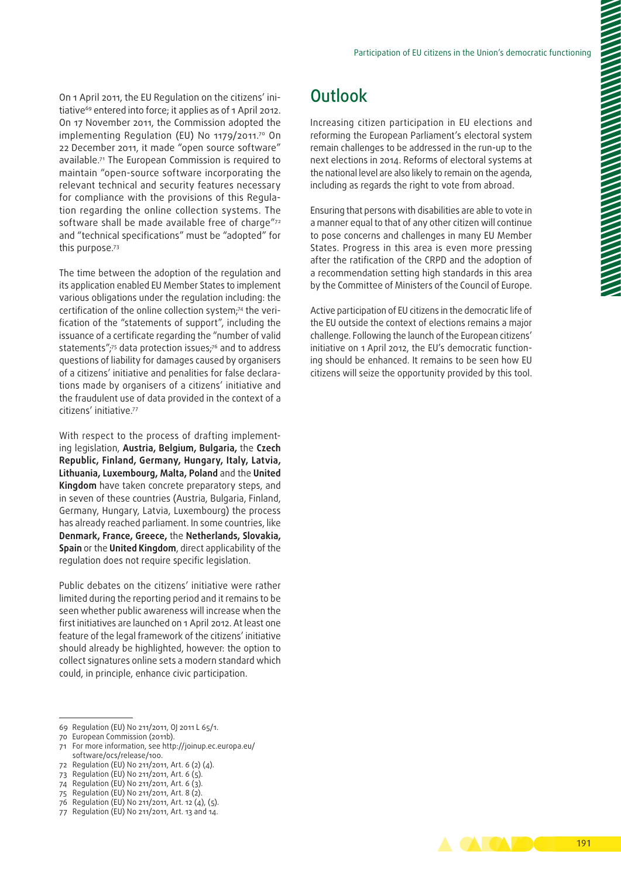On 1 April 2011, the EU Regulation on the citizens' initiative[69] entered into force; it applies as of 1 April 2012. On 17 November 2011, the Commission adopted the implementing Regulation (EU) No 1179/2011.[70] On 22 December 2011, it made "open source software" available.[71] The European Commission is required to maintain "open-source software incorporating the relevant technical and security features necessary for compliance with the provisions of this Regulation regarding the online collection systems. The software shall be made available free of charge"[72] and "technical specifications" must be "adopted" for this purpose.[73]

The time between the adoption of the regulation and its application enabled EU Member States to implement various obligations under the regulation including: the certification of the online collection system;[74] the verification of the "statements of support", including the issuance of a certificate regarding the "number of valid statements";[75] data protection issues;[76] and to address questions of liability for damages caused by organisers of a citizens' initiative and penalities for false declarations made by organisers of a citizens' initiative and the fraudulent use of data provided in the context of a citizens' initiative.[77]

With respect to the process of drafting implementing legislation, **Austria, Belgium, Bulgaria,** the **Czech Republic, Finland, Germany, Hungary, Italy, Latvia, Lithuania, Luxembourg, Malta, Poland** and the **United Kingdom** have taken concrete preparatory steps, and in seven of these countries (Austria, Bulgaria, Finland, Germany, Hungary, Latvia, Luxembourg) the process has already reached parliament. In some countries, like **Denmark, France, Greece,** the **Netherlands, Slovakia, Spain** or the **United Kingdom**, direct applicability of the regulation does not require specific legislation.

Public debates on the citizens' initiative were rather limited during the reporting period and it remains to be seen whether public awareness will increase when the first initiatives are launched on 1 April 2012. At least one feature of the legal framework of the citizens' initiative should already be highlighted, however: the option to collect signatures online sets a modern standard which could, in principle, enhance civic participation.

## Outlook

Increasing citizen participation in EU elections and reforming the European Parliament's electoral system remain challenges to be addressed in the run-up to the next elections in 2014. Reforms of electoral systems at the national level are also likely to remain on the agenda, including as regards the right to vote from abroad.

Ensuring that persons with disabilities are able to vote in a manner equal to that of any other citizen will continue to pose concerns and challenges in many EU Member States. Progress in this area is even more pressing after the ratification of the CRPD and the adoption of a recommendation setting high standards in this area by the Committee of Ministers of the Council of Europe.

Active participation of EU citizens in the democratic life of the EU outside the context of elections remains a major challenge. Following the launch of the European citizens' initiative on 1 April 2012, the EU's democratic functioning should be enhanced. It remains to be seen how EU citizens will seize the opportunity provided by this tool.

---

69 Regulation (EU) No 211/2011, OJ 2011 L 65/1.
70 European Commission (2011b).
71 For more information, see http://joinup.ec.europa.eu/software/ocs/release/100.
72 Regulation (EU) No 211/2011, Art. 6 (2) (4).
73 Regulation (EU) No 211/2011, Art. 6 (5).
74 Regulation (EU) No 211/2011, Art. 6 (3).
75 Regulation (EU) No 211/2011, Art. 8 (2).
76 Regulation (EU) No 211/2011, Art. 12 (4), (5).
77 Regulation (EU) No 211/2011, Art. 13 and 14.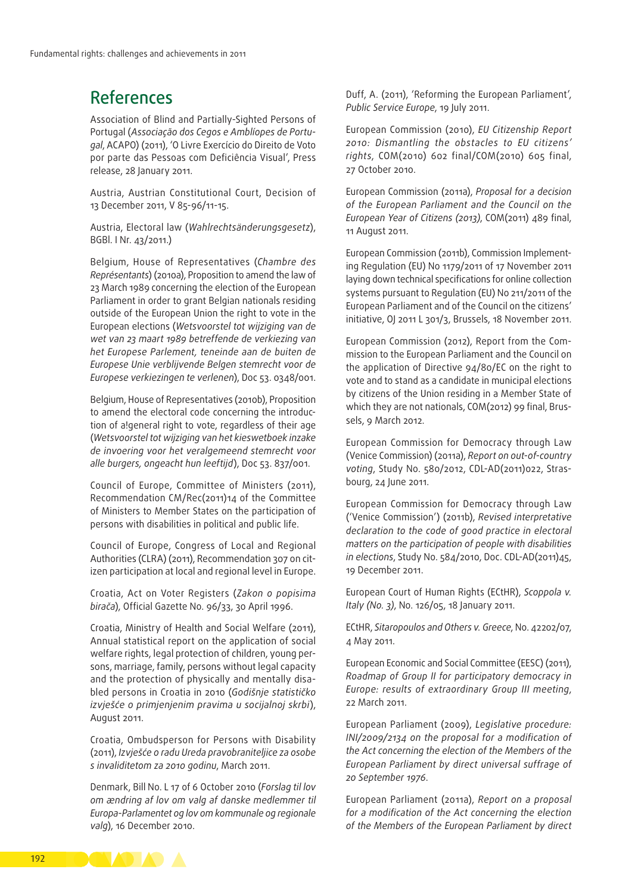# References

Association of Blind and Partially-Sighted Persons of Portugal (*Associação dos Cegos e Amblíopes de Portugal*, ACAPO) (2011), 'O Livre Exercício do Direito de Voto por parte das Pessoas com Deficiência Visual', Press release, 28 January 2011.

Austria, Austrian Constitutional Court, Decision of 13 December 2011, V 85-96/11-15.

Austria, Electoral law (*Wahlrechtsänderungsgesetz*), BGBl. I Nr. 43/2011.)

Belgium, House of Representatives (*Chambre des Représentants*) (2010a), Proposition to amend the law of 23 March 1989 concerning the election of the European Parliament in order to grant Belgian nationals residing outside of the European Union the right to vote in the European elections (*Wetsvoorstel tot wijziging van de wet van 23 maart 1989 betreffende de verkiezing van het Europese Parlement, teneinde aan de buiten de Europese Unie verblijvende Belgen stemrecht voor de Europese verkiezingen te verlenen*), Doc 53. 0348/001.

Belgium, House of Representatives (2010b), Proposition to amend the electoral code concerning the introduction of a!general right to vote, regardless of their age (*Wetsvoorstel tot wijziging van het kieswetboek inzake de invoering voor het veralgemeend stemrecht voor alle burgers, ongeacht hun leeftijd*), Doc 53. 837/001.

Council of Europe, Committee of Ministers (2011), Recommendation CM/Rec(2011)14 of the Committee of Ministers to Member States on the participation of persons with disabilities in political and public life.

Council of Europe, Congress of Local and Regional Authorities (CLRA) (2011), Recommendation 307 on citizen participation at local and regional level in Europe.

Croatia, Act on Voter Registers (*Zakon o popisima birača*), Official Gazette No. 96/33, 30 April 1996.

Croatia, Ministry of Health and Social Welfare (2011), Annual statistical report on the application of social welfare rights, legal protection of children, young persons, marriage, family, persons without legal capacity and the protection of physically and mentally disabled persons in Croatia in 2010 (*Godišnje statističko izvješće o primjenjenim pravima u socijalnoj skrbi*), August 2011.

Croatia, Ombudsperson for Persons with Disability (2011), *Izvješće o radu Ureda pravobraniteljice za osobe s invaliditetom za 2010 godinu*, March 2011.

Denmark, Bill No. L 17 of 6 October 2010 (*Forslag til lov om ændring af lov om valg af danske medlemmer til Europa-Parlamentet og lov om kommunale og regionale valg*), 16 December 2010.

Duff, A. (2011), 'Reforming the European Parliament', *Public Service Europe*, 19 July 2011.

European Commission (2010), *EU Citizenship Report 2010: Dismantling the obstacles to EU citizens' rights*, COM(2010) 602 final/COM(2010) 605 final, 27 October 2010.

European Commission (2011a), *Proposal for a decision of the European Parliament and the Council on the European Year of Citizens (2013)*, COM(2011) 489 final, 11 August 2011.

European Commission (2011b), Commission Implementing Regulation (EU) No 1179/2011 of 17 November 2011 laying down technical specifications for online collection systems pursuant to Regulation (EU) No 211/2011 of the European Parliament and of the Council on the citizens' initiative, OJ 2011 L 301/3, Brussels, 18 November 2011.

European Commission (2012), Report from the Commission to the European Parliament and the Council on the application of Directive 94/80/EC on the right to vote and to stand as a candidate in municipal elections by citizens of the Union residing in a Member State of which they are not nationals, COM(2012) 99 final, Brussels, 9 March 2012.

European Commission for Democracy through Law (Venice Commission) (2011a), *Report on out-of-country voting*, Study No. 580/2012, CDL-AD(2011)022, Strasbourg, 24 June 2011.

European Commission for Democracy through Law ('Venice Commission') (2011b), *Revised interpretative declaration to the code of good practice in electoral matters on the participation of people with disabilities in elections*, Study No. 584/2010, Doc. CDL-AD(2011)45, 19 December 2011.

European Court of Human Rights (ECtHR), *Scoppola v. Italy (No. 3)*, No. 126/05, 18 January 2011.

ECtHR, *Sitaropoulos and Others v. Greece*, No. 42202/07, 4 May 2011.

European Economic and Social Committee (EESC) (2011), *Roadmap of Group II for participatory democracy in Europe: results of extraordinary Group III meeting*, 22 March 2011.

European Parliament (2009), *Legislative procedure: INI/2009/2134 on the proposal for a modification of the Act concerning the election of the Members of the European Parliament by direct universal suffrage of 20 September 1976*.

European Parliament (2011a), *Report on a proposal for a modification of the Act concerning the election of the Members of the European Parliament by direct*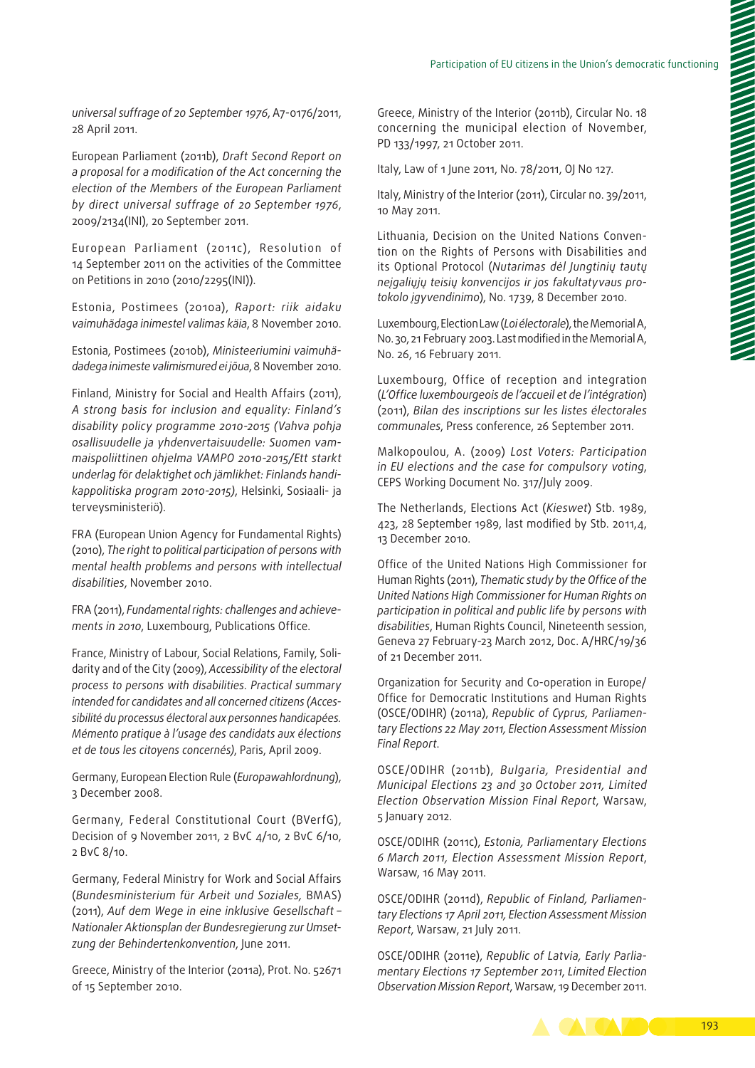*universal suffrage of 20 September 1976*, A7-0176/2011, 28 April 2011.

European Parliament (2011b), *Draft Second Report on a proposal for a modification of the Act concerning the election of the Members of the European Parliament by direct universal suffrage of 20 September 1976*, 2009/2134(INI), 20 September 2011.

European Parliament (2011c), Resolution of 14 September 2011 on the activities of the Committee on Petitions in 2010 (2010/2295(INI)).

Estonia, Postimees (2010a), *Raport: riik aidaku vaimuhädaga inimestel valimas käia*, 8 November 2010.

Estonia, Postimees (2010b), *Ministeeriumini vaimuhädadega inimeste valimismured ei jõua*, 8 November 2010.

Finland, Ministry for Social and Health Affairs (2011), *A strong basis for inclusion and equality: Finland's disability policy programme 2010-2015 (Vahva pohja osallisuudelle ja yhdenvertaisuudelle: Suomen vammaispoliittinen ohjelma VAMPO 2010-2015/Ett starkt underlag för delaktighet och jämlikhet: Finlands handikappolitiska program 2010-2015)*, Helsinki, Sosiaali- ja terveysministeriö).

FRA (European Union Agency for Fundamental Rights) (2010), *The right to political participation of persons with mental health problems and persons with intellectual disabilities*, November 2010.

FRA (2011), *Fundamental rights: challenges and achievements in 2010*, Luxembourg, Publications Office.

France, Ministry of Labour, Social Relations, Family, Solidarity and of the City (2009), *Accessibility of the electoral process to persons with disabilities. Practical summary intended for candidates and all concerned citizens (Accessibilité du processus électoral aux personnes handicapées. Mémento pratique à l'usage des candidats aux élections et de tous les citoyens concernés)*, Paris, April 2009.

Germany, European Election Rule (*Europawahlordnung*), 3 December 2008.

Germany, Federal Constitutional Court (BVerfG), Decision of 9 November 2011, 2 BvC 4/10, 2 BvC 6/10, 2 BvC 8/10.

Germany, Federal Ministry for Work and Social Affairs (*Bundesministerium für Arbeit und Soziales*, BMAS) (2011), *Auf dem Wege in eine inklusive Gesellschaft – Nationaler Aktionsplan der Bundesregierung zur Umsetzung der Behindertenkonvention*, June 2011.

Greece, Ministry of the Interior (2011a), Prot. No. 52671 of 15 September 2010.

Greece, Ministry of the Interior (2011b), Circular No. 18 concerning the municipal election of November, PD 133/1997, 21 October 2011.

Italy, Law of 1 June 2011, No. 78/2011, OJ No 127.

Italy, Ministry of the Interior (2011), Circular no. 39/2011, 10 May 2011.

Lithuania, Decision on the United Nations Convention on the Rights of Persons with Disabilities and its Optional Protocol (*Nutarimas dėl Jungtinių tautų neįgaliųjų teisių konvencijos ir jos fakultatyvaus protokolo įgyvendinimo*), No. 1739, 8 December 2010.

Luxembourg, Election Law (*Loi électorale*), the Memorial A, No. 30, 21 February 2003. Last modified in the Memorial A, No. 26, 16 February 2011.

Luxembourg, Office of reception and integration (*L'Office luxembourgeois de l'accueil et de l'intégration*) (2011), *Bilan des inscriptions sur les listes électorales communales*, Press conference, 26 September 2011.

Malkopoulou, A. (2009) *Lost Voters: Participation in EU elections and the case for compulsory voting*, CEPS Working Document No. 317/July 2009.

The Netherlands, Elections Act (*Kieswet*) Stb. 1989, 423, 28 September 1989, last modified by Stb. 2011,4, 13 December 2010.

Office of the United Nations High Commissioner for Human Rights (2011), *Thematic study by the Office of the United Nations High Commissioner for Human Rights on participation in political and public life by persons with disabilities*, Human Rights Council, Nineteenth session, Geneva 27 February-23 March 2012, Doc. A/HRC/19/36 of 21 December 2011.

Organization for Security and Co-operation in Europe/Office for Democratic Institutions and Human Rights (OSCE/ODIHR) (2011a), *Republic of Cyprus, Parliamentary Elections 22 May 2011, Election Assessment Mission Final Report*.

OSCE/ODIHR (2011b), *Bulgaria, Presidential and Municipal Elections 23 and 30 October 2011, Limited Election Observation Mission Final Report*, Warsaw, 5 January 2012.

OSCE/ODIHR (2011c), *Estonia, Parliamentary Elections 6 March 2011, Election Assessment Mission Report*, Warsaw, 16 May 2011.

OSCE/ODIHR (2011d), *Republic of Finland, Parliamentary Elections 17 April 2011, Election Assessment Mission Report*, Warsaw, 21 July 2011.

OSCE/ODIHR (2011e), *Republic of Latvia, Early Parliamentary Elections 17 September 2011, Limited Election Observation Mission Report*, Warsaw, 19 December 2011.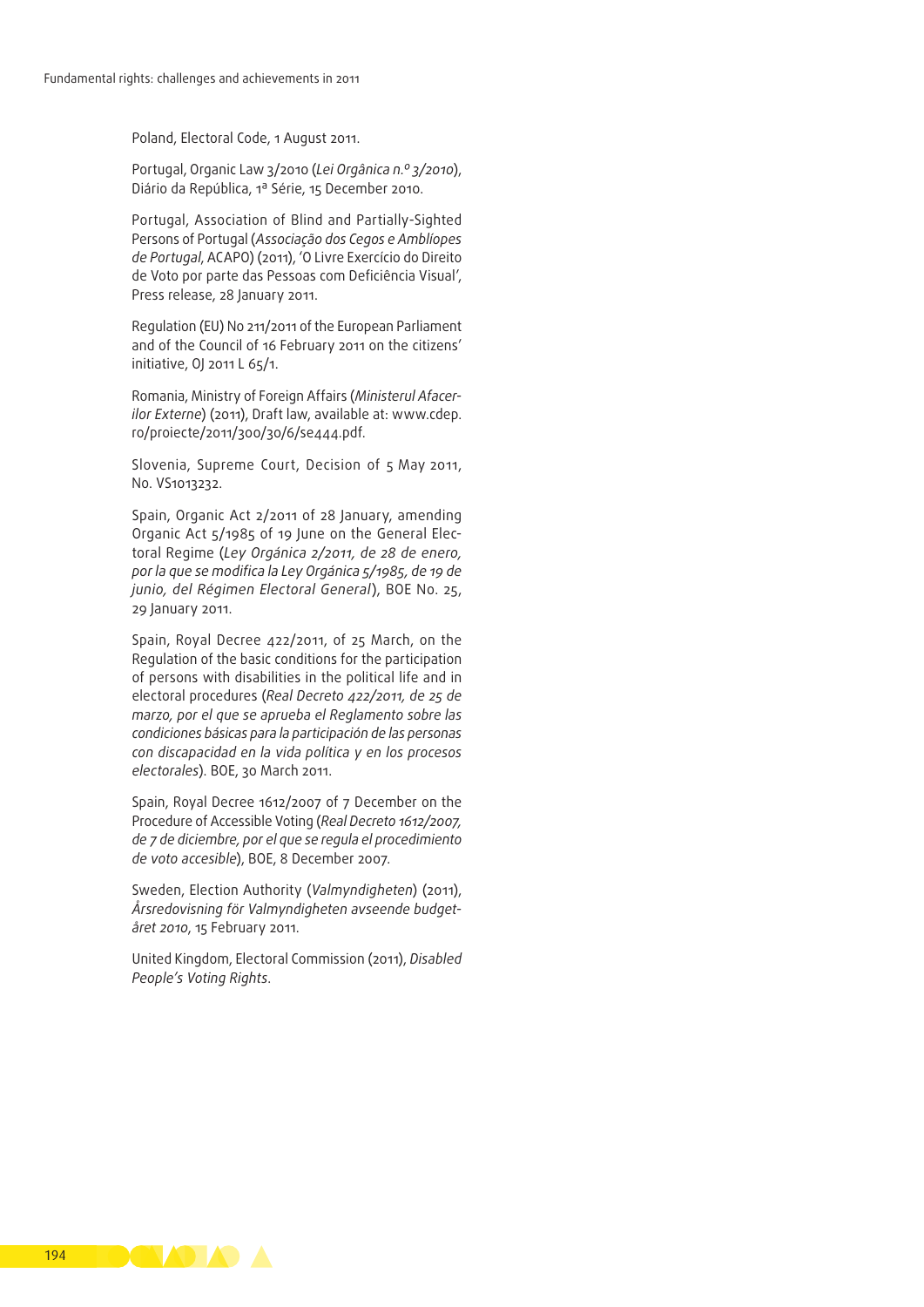Poland, Electoral Code, 1 August 2011.

Portugal, Organic Law 3/2010 (*Lei Orgânica n.º 3/2010*), Diário da República, 1ª Série, 15 December 2010.

Portugal, Association of Blind and Partially-Sighted Persons of Portugal (*Associação dos Cegos e Amblíopes de Portugal*, ACAPO) (2011), 'O Livre Exercício do Direito de Voto por parte das Pessoas com Deficiência Visual', Press release, 28 January 2011.

Regulation (EU) No 211/2011 of the European Parliament and of the Council of 16 February 2011 on the citizens' initiative, OJ 2011 L 65/1.

Romania, Ministry of Foreign Affairs (*Ministerul Afacerilor Externe*) (2011), Draft law, available at: www.cdep.ro/proiecte/2011/300/30/6/se444.pdf.

Slovenia, Supreme Court, Decision of 5 May 2011, No. VS1013232.

Spain, Organic Act 2/2011 of 28 January, amending Organic Act 5/1985 of 19 June on the General Electoral Regime (*Ley Orgánica 2/2011, de 28 de enero, por la que se modifica la Ley Orgánica 5/1985, de 19 de junio, del Régimen Electoral General*), BOE No. 25, 29 January 2011.

Spain, Royal Decree 422/2011, of 25 March, on the Regulation of the basic conditions for the participation of persons with disabilities in the political life and in electoral procedures (*Real Decreto 422/2011, de 25 de marzo, por el que se aprueba el Reglamento sobre las condiciones básicas para la participación de las personas con discapacidad en la vida política y en los procesos electorales*). BOE, 30 March 2011.

Spain, Royal Decree 1612/2007 of 7 December on the Procedure of Accessible Voting (*Real Decreto 1612/2007, de 7 de diciembre, por el que se regula el procedimiento de voto accesible*), BOE, 8 December 2007.

Sweden, Election Authority (*Valmyndigheten*) (2011), *Årsredovisning för Valmyndigheten avseende budgetåret 2010*, 15 February 2011.

United Kingdom, Electoral Commission (2011), *Disabled People's Voting Rights*.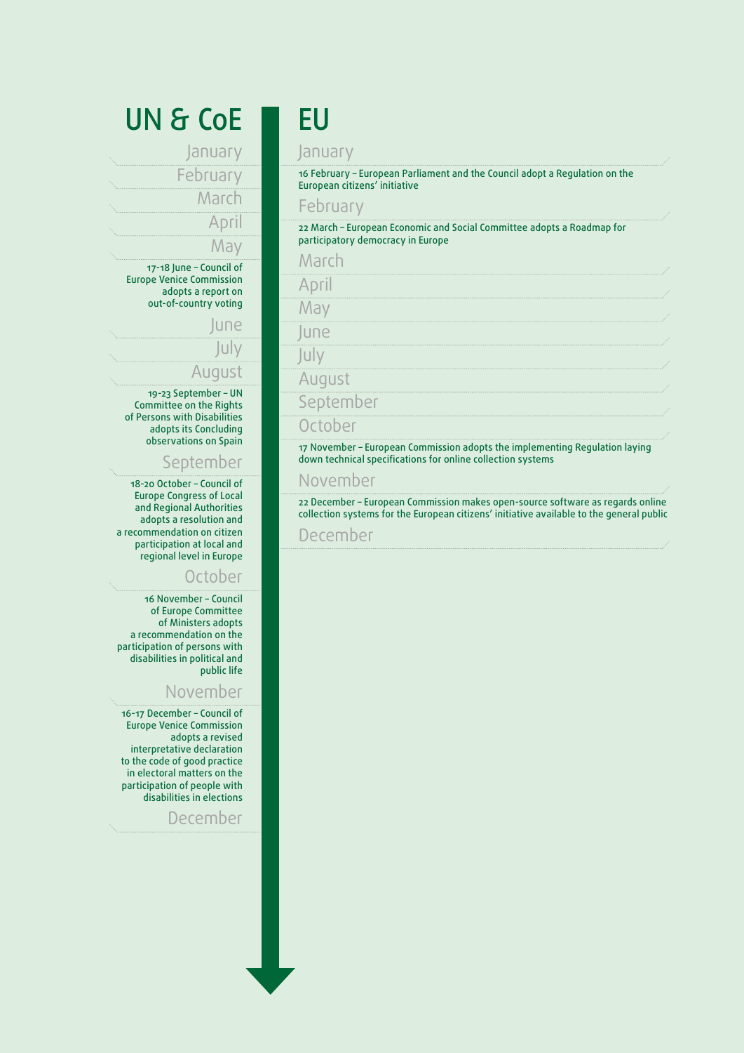## UN & CoE

January

February

March

April

May

17-18 June – Council of Europe Venice Commission adopts a report on out-of-country voting

June

July

August

19-23 September – UN Committee on the Rights of Persons with Disabilities adopts its Concluding observations on Spain

September

18-20 October – Council of Europe Congress of Local and Regional Authorities adopts a resolution and a recommendation on citizen participation at local and regional level in Europe

October

16 November – Council of Europe Committee of Ministers adopts a recommendation on the participation of persons with disabilities in political and public life

November

16-17 December – Council of Europe Venice Commission adopts a revised interpretative declaration to the code of good practice in electoral matters on the participation of people with disabilities in elections

December

## EU

January

16 February – European Parliament and the Council adopt a Regulation on the European citizens' initiative

February

22 March – European Economic and Social Committee adopts a Roadmap for participatory democracy in Europe

March

April

May

June

July

August

September

October

17 November – European Commission adopts the implementing Regulation laying down technical specifications for online collection systems

November

22 December – European Commission makes open-source software as regards online collection systems for the European citizens' initiative available to the general public

December